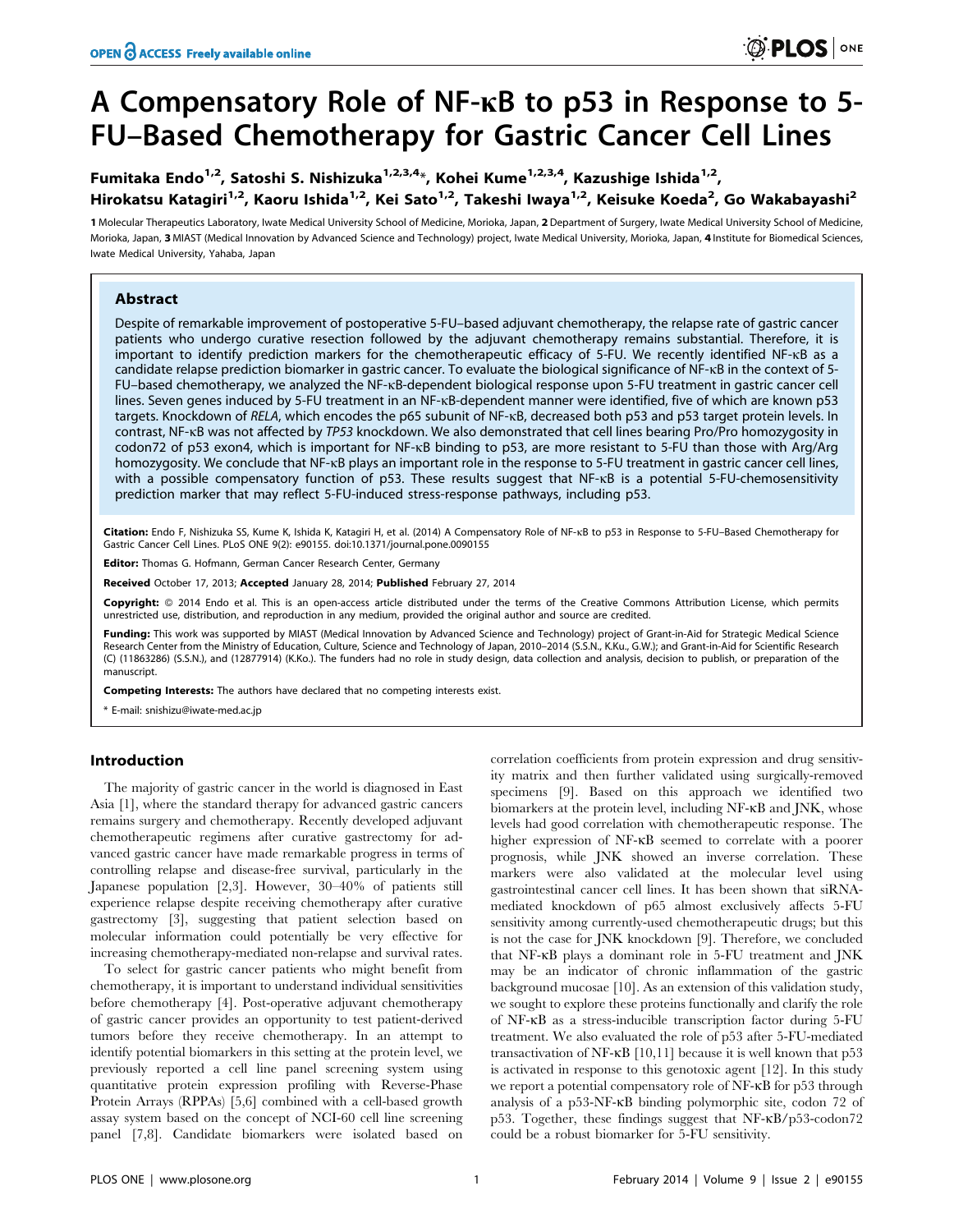# A Compensatory Role of NF-κB to p53 in Response to 5-FU–Based Chemotherapy for Gastric Cancer Cell Lines

Fumitaka Endo[1,2], Satoshi S. Nishizuka[1,2,3,4]*, Kohei Kume[1,2,3,4], Kazushige Ishida[1,2], Hirokatsu Katagiri[1,2], Kaoru Ishida[1,2], Kei Sato[1,2], Takeshi Iwaya[1,2], Keisuke Koeda[2], Go Wakabayashi[2]

1 Molecular Therapeutics Laboratory, Iwate Medical University School of Medicine, Morioka, Japan, 2 Department of Surgery, Iwate Medical University School of Medicine, Morioka, Japan, 3 MIAST (Medical Innovation by Advanced Science and Technology) project, Iwate Medical University, Morioka, Japan, 4 Institute for Biomedical Sciences, Iwate Medical University, Yahaba, Japan

## Abstract

Despite of remarkable improvement of postoperative 5-FU–based adjuvant chemotherapy, the relapse rate of gastric cancer patients who undergo curative resection followed by the adjuvant chemotherapy remains substantial. Therefore, it is important to identify prediction markers for the chemotherapeutic efficacy of 5-FU. We recently identified NF-κB as a candidate relapse prediction biomarker in gastric cancer. To evaluate the biological significance of NF-κB in the context of 5-FU–based chemotherapy, we analyzed the NF-κB-dependent biological response upon 5-FU treatment in gastric cancer cell lines. Seven genes induced by 5-FU treatment in an NF-κB-dependent manner were identified, five of which are known p53 targets. Knockdown of *RELA*, which encodes the p65 subunit of NF-κB, decreased both p53 and p53 target protein levels. In contrast, NF-κB was not affected by *TP53* knockdown. We also demonstrated that cell lines bearing Pro/Pro homozygosity in codon72 of p53 exon4, which is important for NF-κB binding to p53, are more resistant to 5-FU than those with Arg/Arg homozygosity. We conclude that NF-κB plays an important role in the response to 5-FU treatment in gastric cancer cell lines, with a possible compensatory function of p53. These results suggest that NF-κB is a potential 5-FU-chemosensitivity prediction marker that may reflect 5-FU-induced stress-response pathways, including p53.

**Citation:** Endo F, Nishizuka SS, Kume K, Ishida K, Katagiri H, et al. (2014) A Compensatory Role of NF-κB to p53 in Response to 5-FU–Based Chemotherapy for Gastric Cancer Cell Lines. PLoS ONE 9(2): e90155. doi:10.1371/journal.pone.0090155

**Editor:** Thomas G. Hofmann, German Cancer Research Center, Germany

**Received** October 17, 2013; **Accepted** January 28, 2014; **Published** February 27, 2014

**Copyright:** © 2014 Endo et al. This is an open-access article distributed under the terms of the Creative Commons Attribution License, which permits unrestricted use, distribution, and reproduction in any medium, provided the original author and source are credited.

**Funding:** This work was supported by MIAST (Medical Innovation by Advanced Science and Technology) project of Grant-in-Aid for Strategic Medical Science Research Center from the Ministry of Education, Culture, Science and Technology of Japan, 2010–2014 (S.S.N., K.Ku., G.W.); and Grant-in-Aid for Scientific Research (C) (11863286) (S.S.N.), and (12877914) (K.Ko.). The funders had no role in study design, data collection and analysis, decision to publish, or preparation of the manuscript.

**Competing Interests:** The authors have declared that no competing interests exist.

* E-mail: snishizu@iwate-med.ac.jp

## Introduction

The majority of gastric cancer in the world is diagnosed in East Asia [1], where the standard therapy for advanced gastric cancers remains surgery and chemotherapy. Recently developed adjuvant chemotherapeutic regimens after curative gastrectomy for advanced gastric cancer have made remarkable progress in terms of controlling relapse and disease-free survival, particularly in the Japanese population [2,3]. However, 30–40% of patients still experience relapse despite receiving chemotherapy after curative gastrectomy [3], suggesting that patient selection based on molecular information could potentially be very effective for increasing chemotherapy-mediated non-relapse and survival rates.

To select for gastric cancer patients who might benefit from chemotherapy, it is important to understand individual sensitivities before chemotherapy [4]. Post-operative adjuvant chemotherapy of gastric cancer provides an opportunity to test patient-derived tumors before they receive chemotherapy. In an attempt to identify potential biomarkers in this setting at the protein level, we previously reported a cell line panel screening system using quantitative protein expression profiling with Reverse-Phase Protein Arrays (RPPAs) [5,6] combined with a cell-based growth assay system based on the concept of NCI-60 cell line screening panel [7,8]. Candidate biomarkers were isolated based on correlation coefficients from protein expression and drug sensitivity matrix and then further validated using surgically-removed specimens [9]. Based on this approach we identified two biomarkers at the protein level, including NF-κB and JNK, whose levels had good correlation with chemotherapeutic response. The higher expression of NF-κB seemed to correlate with a poorer prognosis, while JNK showed an inverse correlation. These markers were also validated at the molecular level using gastrointestinal cancer cell lines. It has been shown that siRNA-mediated knockdown of p65 almost exclusively affects 5-FU sensitivity among currently-used chemotherapeutic drugs; but this is not the case for JNK knockdown [9]. Therefore, we concluded that NF-κB plays a dominant role in 5-FU treatment and JNK may be an indicator of chronic inflammation of the gastric background mucosae [10]. As an extension of this validation study, we sought to explore these proteins functionally and clarify the role of NF-κB as a stress-inducible transcription factor during 5-FU treatment. We also evaluated the role of p53 after 5-FU-mediated transactivation of NF-κB [10,11] because it is well known that p53 is activated in response to this genotoxic agent [12]. In this study we report a potential compensatory role of NF-κB for p53 through analysis of a p53-NF-κB binding polymorphic site, codon 72 of p53. Together, these findings suggest that NF-κB/p53-codon72 could be a robust biomarker for 5-FU sensitivity.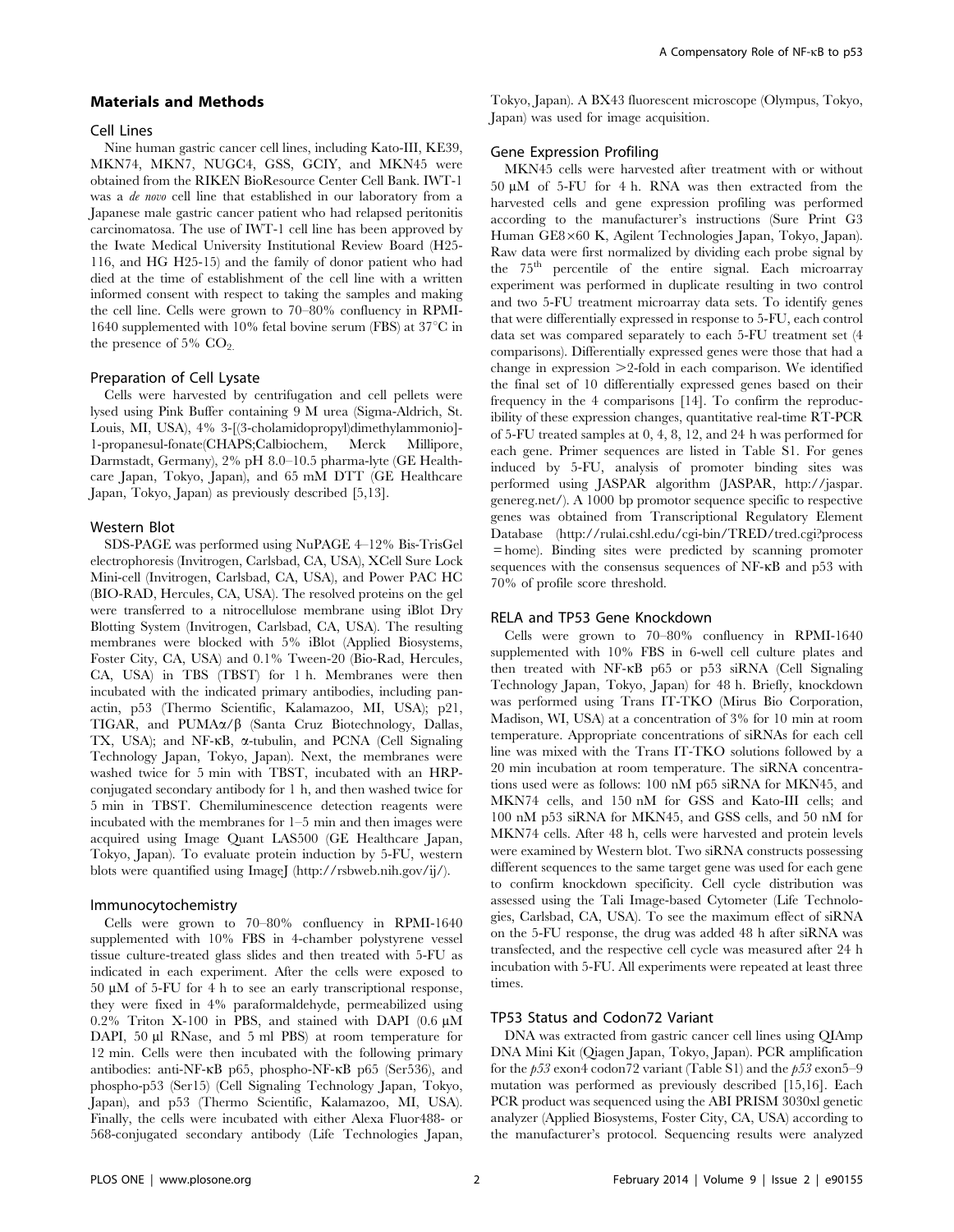## Materials and Methods

### Cell Lines

Nine human gastric cancer cell lines, including Kato-III, KE39, MKN74, MKN7, NUGC4, GSS, GCIY, and MKN45 were obtained from the RIKEN BioResource Center Cell Bank. IWT-1 was a *de novo* cell line that established in our laboratory from a Japanese male gastric cancer patient who had relapsed peritonitis carcinomatosa. The use of IWT-1 cell line has been approved by the Iwate Medical University Institutional Review Board (H25-116, and HG H25-15) and the family of donor patient who had died at the time of establishment of the cell line with a written informed consent with respect to taking the samples and making the cell line. Cells were grown to 70–80% confluency in RPMI-1640 supplemented with 10% fetal bovine serum (FBS) at 37°C in the presence of 5% $CO_2$.

### Preparation of Cell Lysate

Cells were harvested by centrifugation and cell pellets were lysed using Pink Buffer containing 9 M urea (Sigma-Aldrich, St. Louis, MI, USA), 4% 3-[(3-cholamidopropyl)dimethylammonio]-1-propanesul-fonate(CHAPS;Calbiochem, Merck Millipore, Darmstadt, Germany), 2% pH 8.0–10.5 pharma-lyte (GE Healthcare Japan, Tokyo, Japan), and 65 mM DTT (GE Healthcare Japan, Tokyo, Japan) as previously described [5,13].

### Western Blot

SDS-PAGE was performed using NuPAGE 4–12% Bis-TrisGel electrophoresis (Invitrogen, Carlsbad, CA, USA), XCell Sure Lock Mini-cell (Invitrogen, Carlsbad, CA, USA), and Power PAC HC (BIO-RAD, Hercules, CA, USA). The resolved proteins on the gel were transferred to a nitrocellulose membrane using iBlot Dry Blotting System (Invitrogen, Carlsbad, CA, USA). The resulting membranes were blocked with 5% iBlot (Applied Biosystems, Foster City, CA, USA) and 0.1% Tween-20 (Bio-Rad, Hercules, CA, USA) in TBS (TBST) for 1 h. Membranes were then incubated with the indicated primary antibodies, including pan-actin, p53 (Thermo Scientific, Kalamazoo, MI, USA); p21, TIGAR, and PUMAα/β (Santa Cruz Biotechnology, Dallas, TX, USA); and NF-κB, α-tubulin, and PCNA (Cell Signaling Technology Japan, Tokyo, Japan). Next, the membranes were washed twice for 5 min with TBST, incubated with an HRP-conjugated secondary antibody for 1 h, and then washed twice for 5 min in TBST. Chemiluminescence detection reagents were incubated with the membranes for 1–5 min and then images were acquired using Image Quant LAS500 (GE Healthcare Japan, Tokyo, Japan). To evaluate protein induction by 5-FU, western blots were quantified using ImageJ (http://rsbweb.nih.gov/ij/).

### Immunocytochemistry

Cells were grown to 70–80% confluency in RPMI-1640 supplemented with 10% FBS in 4-chamber polystyrene vessel tissue culture-treated glass slides and then treated with 5-FU as indicated in each experiment. After the cells were exposed to 50 μM of 5-FU for 4 h to see an early transcriptional response, they were fixed in 4% paraformaldehyde, permeabilized using 0.2% Triton X-100 in PBS, and stained with DAPI (0.6 μM DAPI, 50 μl RNase, and 5 ml PBS) at room temperature for 12 min. Cells were then incubated with the following primary antibodies: anti-NF-κB p65, phospho-NF-κB p65 (Ser536), and phospho-p53 (Ser15) (Cell Signaling Technology Japan, Tokyo, Japan), and p53 (Thermo Scientific, Kalamazoo, MI, USA). Finally, the cells were incubated with either Alexa Fluor488- or 568-conjugated secondary antibody (Life Technologies Japan, Tokyo, Japan). A BX43 fluorescent microscope (Olympus, Tokyo, Japan) was used for image acquisition.

### Gene Expression Profiling

MKN45 cells were harvested after treatment with or without 50 μM of 5-FU for 4 h. RNA was then extracted from the harvested cells and gene expression profiling was performed according to the manufacturer's instructions (Sure Print G3 Human GE8×60 K, Agilent Technologies Japan, Tokyo, Japan). Raw data were first normalized by dividing each probe signal by the 75th percentile of the entire signal. Each microarray experiment was performed in duplicate resulting in two control and two 5-FU treatment microarray data sets. To identify genes that were differentially expressed in response to 5-FU, each control data set was compared separately to each 5-FU treatment set (4 comparisons). Differentially expressed genes were those that had a change in expression >2-fold in each comparison. We identified the final set of 10 differentially expressed genes based on their frequency in the 4 comparisons [14]. To confirm the reproducibility of these expression changes, quantitative real-time RT-PCR of 5-FU treated samples at 0, 4, 8, 12, and 24 h was performed for each gene. Primer sequences are listed in Table S1. For genes induced by 5-FU, analysis of promoter binding sites was performed using JASPAR algorithm (JASPAR, http://jaspar.genereg.net/). A 1000 bp promotor sequence specific to respective genes was obtained from Transcriptional Regulatory Element Database (http://rulai.cshl.edu/cgi-bin/TRED/tred.cgi?process=home). Binding sites were predicted by scanning promoter sequences with the consensus sequences of NF-κB and p53 with 70% of profile score threshold.

### RELA and TP53 Gene Knockdown

Cells were grown to 70–80% confluency in RPMI-1640 supplemented with 10% FBS in 6-well cell culture plates and then treated with NF-κB p65 or p53 siRNA (Cell Signaling Technology Japan, Tokyo, Japan) for 48 h. Briefly, knockdown was performed using Trans IT-TKO (Mirus Bio Corporation, Madison, WI, USA) at a concentration of 3% for 10 min at room temperature. Appropriate concentrations of siRNAs for each cell line was mixed with the Trans IT-TKO solutions followed by a 20 min incubation at room temperature. The siRNA concentrations used were as follows: 100 nM p65 siRNA for MKN45, and MKN74 cells, and 150 nM for GSS and Kato-III cells; and 100 nM p53 siRNA for MKN45, and GSS cells, and 50 nM for MKN74 cells. After 48 h, cells were harvested and protein levels were examined by Western blot. Two siRNA constructs possessing different sequences to the same target gene was used for each gene to confirm knockdown specificity. Cell cycle distribution was assessed using the Tali Image-based Cytometer (Life Technologies, Carlsbad, CA, USA). To see the maximum effect of siRNA on the 5-FU response, the drug was added 48 h after siRNA was transfected, and the respective cell cycle was measured after 24 h incubation with 5-FU. All experiments were repeated at least three times.

### TP53 Status and Codon72 Variant

DNA was extracted from gastric cancer cell lines using QIAmp DNA Mini Kit (Qiagen Japan, Tokyo, Japan). PCR amplification for the *p53* exon4 codon72 variant (Table S1) and the *p53* exon5–9 mutation was performed as previously described [15,16]. Each PCR product was sequenced using the ABI PRISM 3030xl genetic analyzer (Applied Biosystems, Foster City, CA, USA) according to the manufacturer's protocol. Sequencing results were analyzed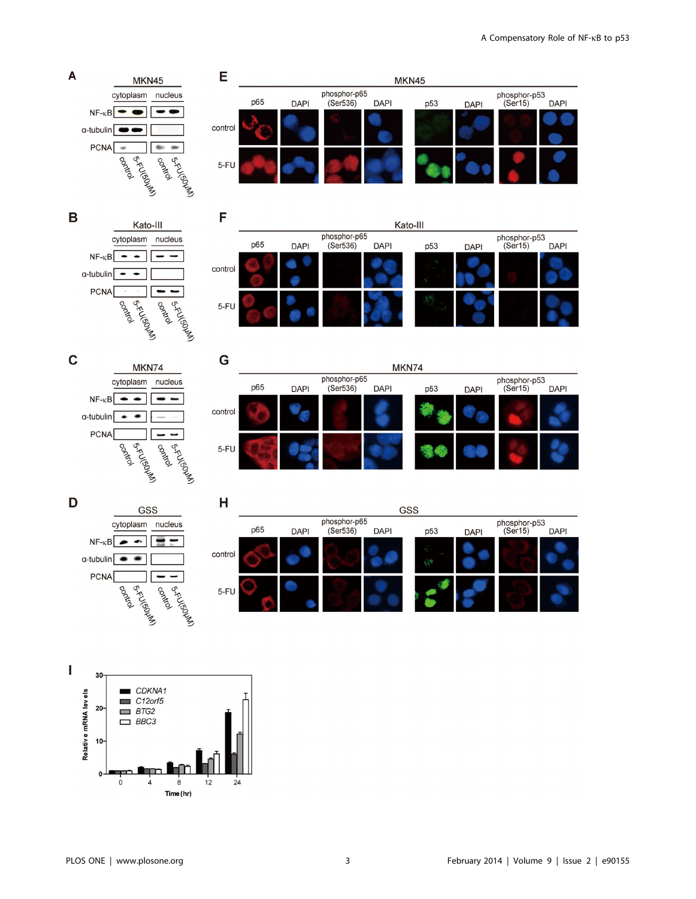A

MKN45

cytoplasm nucleus

NF-κB

α-tubulin

PCNA

control 5-FU(50μM) control 5-FU(50μM)

B

Kato-III

cytoplasm nucleus

NF-κB

α-tubulin

PCNA

control 5-FU(50μM) control 5-FU(50μM)

C

MKN74

cytoplasm nucleus

NF-κB

α-tubulin

PCNA

control 5-FU(50μM) control 5-FU(50μM)

D

GSS

cytoplasm nucleus

NF-κB

α-tubulin

PCNA

control 5-FU(50μM) control 5-FU(50μM)

E

MKN45

p65 DAPI phosphor-p65 (Ser536) DAPI p53 DAPI phosphor-p53 (Ser15) DAPI

control

5-FU

F

Kato-III

p65 DAPI phosphor-p65 (Ser536) DAPI p53 DAPI phosphor-p53 (Ser15) DAPI

control

5-FU

G

MKN74

p65 DAPI phosphor-p65 (Ser536) DAPI p53 DAPI phosphor-p53 (Ser15) DAPI

control

5-FU

H

GSS

p65 DAPI phosphor-p65 (Ser536) DAPI p53 DAPI phosphor-p53 (Ser15) DAPI

control

5-FU

I

Relative mRNA levels

30

20

10

0

*CDKNA1*

*C12orf5*

*BTG2*

*BBC3*

0 4 8 12 24

Time (hr)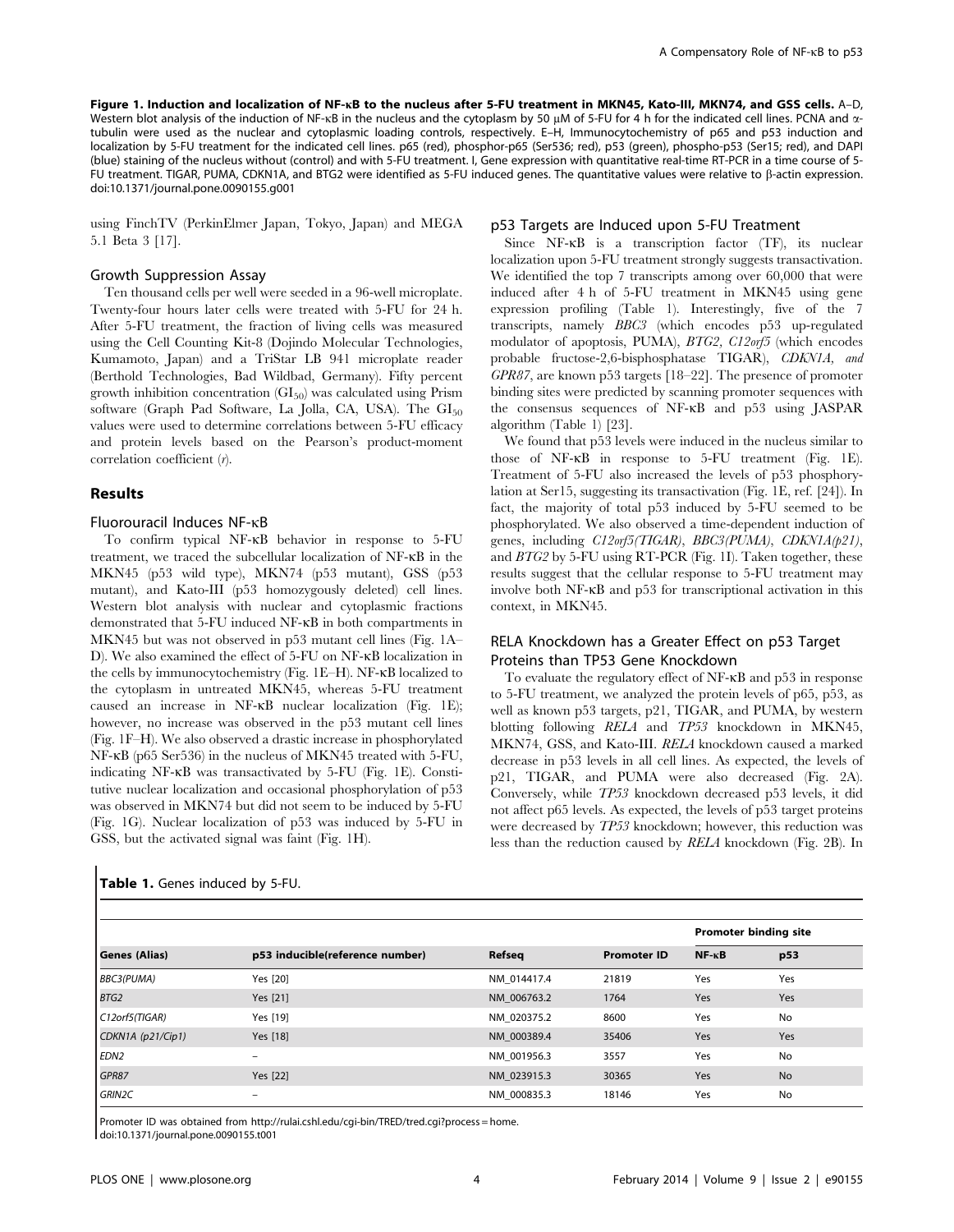**Figure 1. Induction and localization of NF-κB to the nucleus after 5-FU treatment in MKN45, Kato-III, MKN74, and GSS cells.** A–D, Western blot analysis of the induction of NF-κB in the nucleus and the cytoplasm by 50 μM of 5-FU for 4 h for the indicated cell lines. PCNA and α-tubulin were used as the nuclear and cytoplasmic loading controls, respectively. E–H, Immunocytochemistry of p65 and p53 induction and localization by 5-FU treatment for the indicated cell lines. p65 (red), phosphor-p65 (Ser536; red), p53 (green), phospho-p53 (Ser15; red), and DAPI (blue) staining of the nucleus without (control) and with 5-FU treatment. I, Gene expression with quantitative real-time RT-PCR in a time course of 5-FU treatment. TIGAR, PUMA, CDKN1A, and BTG2 were identified as 5-FU induced genes. The quantitative values were relative to β-actin expression.
doi:10.1371/journal.pone.0090155.g001

using FinchTV (PerkinElmer Japan, Tokyo, Japan) and MEGA 5.1 Beta 3 [17].

### Growth Suppression Assay

Ten thousand cells per well were seeded in a 96-well microplate. Twenty-four hours later cells were treated with 5-FU for 24 h. After 5-FU treatment, the fraction of living cells was measured using the Cell Counting Kit-8 (Dojindo Molecular Technologies, Kumamoto, Japan) and a TriStar LB 941 microplate reader (Berthold Technologies, Bad Wildbad, Germany). Fifty percent growth inhibition concentration ($GI_{50}$) was calculated using Prism software (Graph Pad Software, La Jolla, CA, USA). The $GI_{50}$ values were used to determine correlations between 5-FU efficacy and protein levels based on the Pearson's product-moment correlation coefficient ($r$).

## Results

### Fluorouracil Induces NF-κB

To confirm typical NF-κB behavior in response to 5-FU treatment, we traced the subcellular localization of NF-κB in the MKN45 (p53 wild type), MKN74 (p53 mutant), GSS (p53 mutant), and Kato-III (p53 homozygously deleted) cell lines. Western blot analysis with nuclear and cytoplasmic fractions demonstrated that 5-FU induced NF-κB in both compartments in MKN45 but was not observed in p53 mutant cell lines (Fig. 1A–D). We also examined the effect of 5-FU on NF-κB localization in the cells by immunocytochemistry (Fig. 1E–H). NF-κB localized to the cytoplasm in untreated MKN45, whereas 5-FU treatment caused an increase in NF-κB nuclear localization (Fig. 1E); however, no increase was observed in the p53 mutant cell lines (Fig. 1F–H). We also observed a drastic increase in phosphorylated NF-κB (p65 Ser536) in the nucleus of MKN45 treated with 5-FU, indicating NF-κB was transactivated by 5-FU (Fig. 1E). Constitutive nuclear localization and occasional phosphorylation of p53 was observed in MKN74 but did not seem to be induced by 5-FU (Fig. 1G). Nuclear localization of p53 was induced by 5-FU in GSS, but the activated signal was faint (Fig. 1H).

### p53 Targets are Induced upon 5-FU Treatment

Since NF-κB is a transcription factor (TF), its nuclear localization upon 5-FU treatment strongly suggests transactivation. We identified the top 7 transcripts among over 60,000 that were induced after 4 h of 5-FU treatment in MKN45 using gene expression profiling (Table 1). Interestingly, five of the 7 transcripts, namely *BBC3* (which encodes p53 up-regulated modulator of apoptosis, PUMA), *BTG2*, *C12orf5* (which encodes probable fructose-2,6-bisphosphatase TIGAR), *CDKN1A, and GPR87*, are known p53 targets [18–22]. The presence of promoter binding sites were predicted by scanning promoter sequences with the consensus sequences of NF-κB and p53 using JASPAR algorithm (Table 1) [23].

We found that p53 levels were induced in the nucleus similar to those of NF-κB in response to 5-FU treatment (Fig. 1E). Treatment of 5-FU also increased the levels of p53 phosphorylation at Ser15, suggesting its transactivation (Fig. 1E, ref. [24]). In fact, the majority of total p53 induced by 5-FU seemed to be phosphorylated. We also observed a time-dependent induction of genes, including *C12orf5(TIGAR)*, *BBC3(PUMA)*, *CDKN1A(p21)*, and *BTG2* by 5-FU using RT-PCR (Fig. 1I). Taken together, these results suggest that the cellular response to 5-FU treatment may involve both NF-κB and p53 for transcriptional activation in this context, in MKN45.

### RELA Knockdown has a Greater Effect on p53 Target Proteins than TP53 Gene Knockdown

To evaluate the regulatory effect of NF-κB and p53 in response to 5-FU treatment, we analyzed the protein levels of p65, p53, as well as known p53 targets, p21, TIGAR, and PUMA, by western blotting following *RELA* and *TP53* knockdown in MKN45, MKN74, GSS, and Kato-III. *RELA* knockdown caused a marked decrease in p53 levels in all cell lines. As expected, the levels of p21, TIGAR, and PUMA were also decreased (Fig. 2A). Conversely, while *TP53* knockdown decreased p53 levels, it did not affect p65 levels. As expected, the levels of p53 target proteins were decreased by *TP53* knockdown; however, this reduction was less than the reduction caused by *RELA* knockdown (Fig. 2B). In

**Table 1.** Genes induced by 5-FU.

| | | | | Promoter binding site | |
|---|---|---|---|---|---|
| Genes (Alias) | p53 inducible(reference number) | Refseq | Promoter ID | NF-κB | p53 |
| *BBC3(PUMA)* | Yes [20] | NM_014417.4 | 21819 | Yes | Yes |
| *BTG2* | Yes [21] | NM_006763.2 | 1764 | Yes | Yes |
| *C12orf5(TIGAR)* | Yes [19] | NM_020375.2 | 8600 | Yes | No |
| *CDKN1A (p21/Cip1)* | Yes [18] | NM_000389.4 | 35406 | Yes | Yes |
| *EDN2* | – | NM_001956.3 | 3557 | Yes | No |
| *GPR87* | Yes [22] | NM_023915.3 | 30365 | Yes | No |
| *GRIN2C* | – | NM_000835.3 | 18146 | Yes | No |

Promoter ID was obtained from http://rulai.cshl.edu/cgi-bin/TRED/tred.cgi?process=home.
doi:10.1371/journal.pone.0090155.t001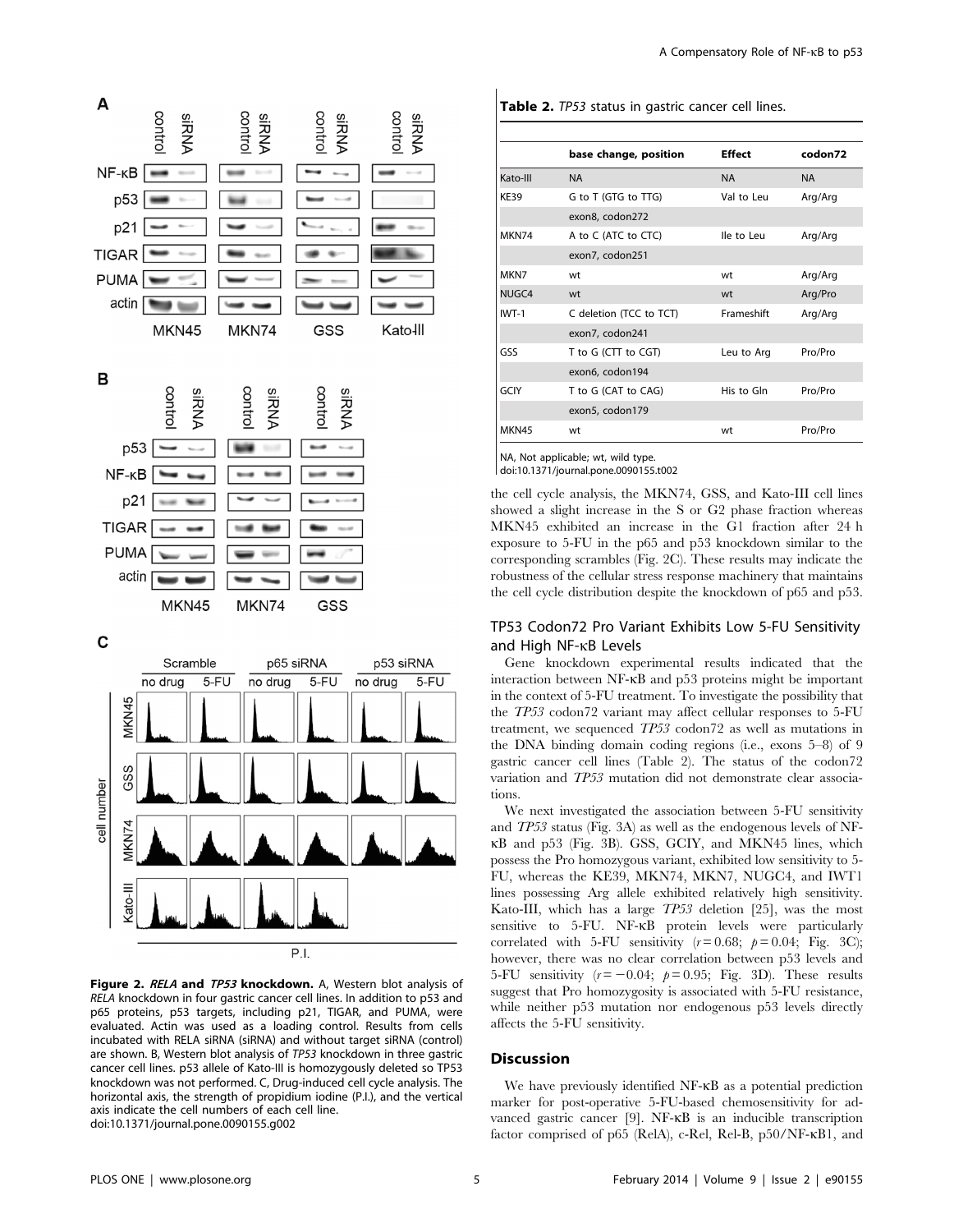Figure 2 (panel labels as printed):

A

control siRNA control siRNA control siRNA control siRNA

NF-κB

p53

p21

TIGAR

PUMA

actin

MKN45 MKN74 GSS Kato-III

B

control siRNA control siRNA control siRNA

p53

NF-κB

p21

TIGAR

PUMA

actin

MKN45 MKN74 GSS

C

Scramble p65 siRNA p53 siRNA

no drug 5-FU no drug 5-FU no drug 5-FU

MKN45

GSS

MKN74

Kato-III

cell number

P.I.

**Figure 2. *RELA* and *TP53* knockdown.** A, Western blot analysis of *RELA* knockdown in four gastric cancer cell lines. In addition to p53 and p65 proteins, p53 targets, including p21, TIGAR, and PUMA, were evaluated. Actin was used as a loading control. Results from cells incubated with RELA siRNA (siRNA) and without target siRNA (control) are shown. B, Western blot analysis of *TP53* knockdown in three gastric cancer cell lines. p53 allele of Kato-III is homozygously deleted so TP53 knockdown was not performed. C, Drug-induced cell cycle analysis. The horizontal axis, the strength of propidium iodine (P.I.), and the vertical axis indicate the cell numbers of each cell line.
doi:10.1371/journal.pone.0090155.g002

**Table 2.** *TP53* status in gastric cancer cell lines.

| | base change, position | Effect | codon72 |
|---|---|---|---|
| Kato-III | NA | NA | NA |
| KE39 | G to T (GTG to TTG) | Val to Leu | Arg/Arg |
| | exon8, codon272 | | |
| MKN74 | A to C (ATC to CTC) | Ile to Leu | Arg/Arg |
| | exon7, codon251 | | |
| MKN7 | wt | wt | Arg/Arg |
| NUGC4 | wt | wt | Arg/Pro |
| IWT-1 | C deletion (TCC to TCT) | Frameshift | Arg/Arg |
| | exon7, codon241 | | |
| GSS | T to G (CTT to CGT) | Leu to Arg | Pro/Pro |
| | exon6, codon194 | | |
| GCIY | T to G (CAT to CAG) | His to Gln | Pro/Pro |
| | exon5, codon179 | | |
| MKN45 | wt | wt | Pro/Pro |

NA, Not applicable; wt, wild type.
doi:10.1371/journal.pone.0090155.t002

the cell cycle analysis, the MKN74, GSS, and Kato-III cell lines showed a slight increase in the S or G2 phase fraction whereas MKN45 exhibited an increase in the G1 fraction after 24 h exposure to 5-FU in the p65 and p53 knockdown similar to the corresponding scrambles (Fig. 2C). These results may indicate the robustness of the cellular stress response machinery that maintains the cell cycle distribution despite the knockdown of p65 and p53.

## TP53 Codon72 Pro Variant Exhibits Low 5-FU Sensitivity and High NF-κB Levels

Gene knockdown experimental results indicated that the interaction between NF-κB and p53 proteins might be important in the context of 5-FU treatment. To investigate the possibility that the *TP53* codon72 variant may affect cellular responses to 5-FU treatment, we sequenced *TP53* codon72 as well as mutations in the DNA binding domain coding regions (i.e., exons 5–8) of 9 gastric cancer cell lines (Table 2). The status of the codon72 variation and *TP53* mutation did not demonstrate clear associations.

We next investigated the association between 5-FU sensitivity and *TP53* status (Fig. 3A) as well as the endogenous levels of NF-κB and p53 (Fig. 3B). GSS, GCIY, and MKN45 lines, which possess the Pro homozygous variant, exhibited low sensitivity to 5-FU, whereas the KE39, MKN74, MKN7, NUGC4, and IWT1 lines possessing Arg allele exhibited relatively high sensitivity. Kato-III, which has a large *TP53* deletion [25], was the most sensitive to 5-FU. NF-κB protein levels were particularly correlated with 5-FU sensitivity ($r = 0.68$; $p = 0.04$; Fig. 3C); however, there was no clear correlation between p53 levels and 5-FU sensitivity ($r = -0.04$; $p = 0.95$; Fig. 3D). These results suggest that Pro homozygosity is associated with 5-FU resistance, while neither p53 mutation nor endogenous p53 levels directly affects the 5-FU sensitivity.

## Discussion

We have previously identified NF-κB as a potential prediction marker for post-operative 5-FU-based chemosensitivity for advanced gastric cancer [9]. NF-κB is an inducible transcription factor comprised of p65 (RelA), c-Rel, Rel-B, p50/NF-κB1, and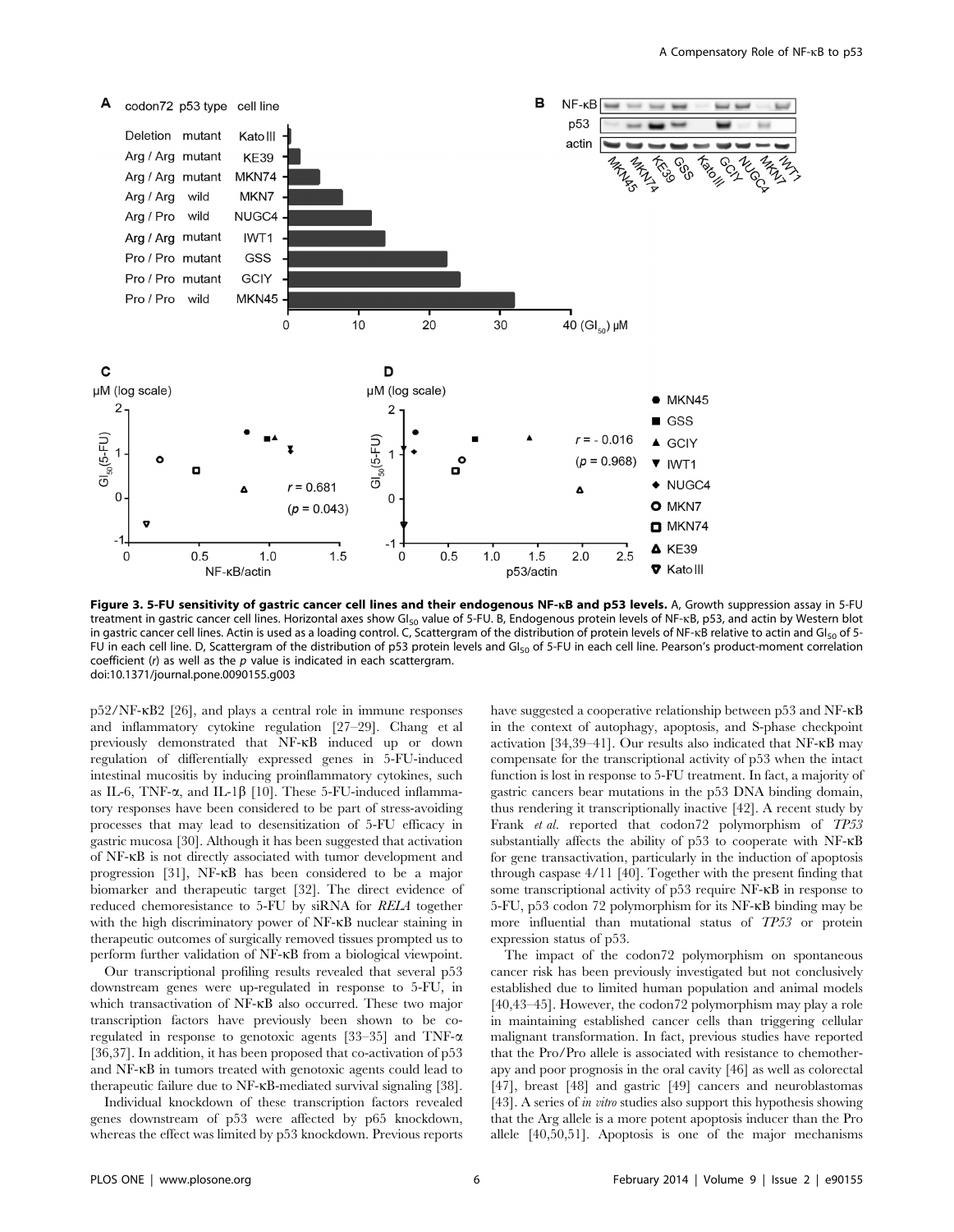**Figure 3. 5-FU sensitivity of gastric cancer cell lines and their endogenous NF-κB and p53 levels.** A, Growth suppression assay in 5-FU treatment in gastric cancer cell lines. Horizontal axes show $GI_{50}$ value of 5-FU. B, Endogenous protein levels of NF-κB, p53, and actin by Western blot in gastric cancer cell lines. Actin is used as a loading control. C, Scattergram of the distribution of protein levels of NF-κB relative to actin and $GI_{50}$ of 5-FU in each cell line. D, Scattergram of the distribution of p53 protein levels and $GI_{50}$ of 5-FU in each cell line. Pearson's product-moment correlation coefficient ($r$) as well as the $p$ value is indicated in each scattergram.
doi:10.1371/journal.pone.0090155.g003

p52/NF-κB2 [26], and plays a central role in immune responses and inflammatory cytokine regulation [27–29]. Chang et al previously demonstrated that NF-κB induced up or down regulation of differentially expressed genes in 5-FU-induced intestinal mucositis by inducing proinflammatory cytokines, such as IL-6, TNF-α, and IL-1β [10]. These 5-FU-induced inflammatory responses have been considered to be part of stress-avoiding processes that may lead to desensitization of 5-FU efficacy in gastric mucosa [30]. Although it has been suggested that activation of NF-κB is not directly associated with tumor development and progression [31], NF-κB has been considered to be a major biomarker and therapeutic target [32]. The direct evidence of reduced chemoresistance to 5-FU by siRNA for *RELA* together with the high discriminatory power of NF-κB nuclear staining in therapeutic outcomes of surgically removed tissues prompted us to perform further validation of NF-κB from a biological viewpoint.

Our transcriptional profiling results revealed that several p53 downstream genes were up-regulated in response to 5-FU, in which transactivation of NF-κB also occurred. These two major transcription factors have previously been shown to be co-regulated in response to genotoxic agents [33–35] and TNF-α [36,37]. In addition, it has been proposed that co-activation of p53 and NF-κB in tumors treated with genotoxic agents could lead to therapeutic failure due to NF-κB-mediated survival signaling [38].

Individual knockdown of these transcription factors revealed genes downstream of p53 were affected by p65 knockdown, whereas the effect was limited by p53 knockdown. Previous reports have suggested a cooperative relationship between p53 and NF-κB in the context of autophagy, apoptosis, and S-phase checkpoint activation [34,39–41]. Our results also indicated that NF-κB may compensate for the transcriptional activity of p53 when the intact function is lost in response to 5-FU treatment. In fact, a majority of gastric cancers bear mutations in the p53 DNA binding domain, thus rendering it transcriptionally inactive [42]. A recent study by Frank *et al.* reported that codon72 polymorphism of *TP53* substantially affects the ability of p53 to cooperate with NF-κB for gene transactivation, particularly in the induction of apoptosis through caspase 4/11 [40]. Together with the present finding that some transcriptional activity of p53 require NF-κB in response to 5-FU, p53 codon 72 polymorphism for its NF-κB binding may be more influential than mutational status of *TP53* or protein expression status of p53.

The impact of the codon72 polymorphism on spontaneous cancer risk has been previously investigated but not conclusively established due to limited human population and animal models [40,43–45]. However, the codon72 polymorphism may play a role in maintaining established cancer cells than triggering cellular malignant transformation. In fact, previous studies have reported that the Pro/Pro allele is associated with resistance to chemotherapy and poor prognosis in the oral cavity [46] as well as colorectal [47], breast [48] and gastric [49] cancers and neuroblastomas [43]. A series of *in vitro* studies also support this hypothesis showing that the Arg allele is a more potent apoptosis inducer than the Pro allele [40,50,51]. Apoptosis is one of the major mechanisms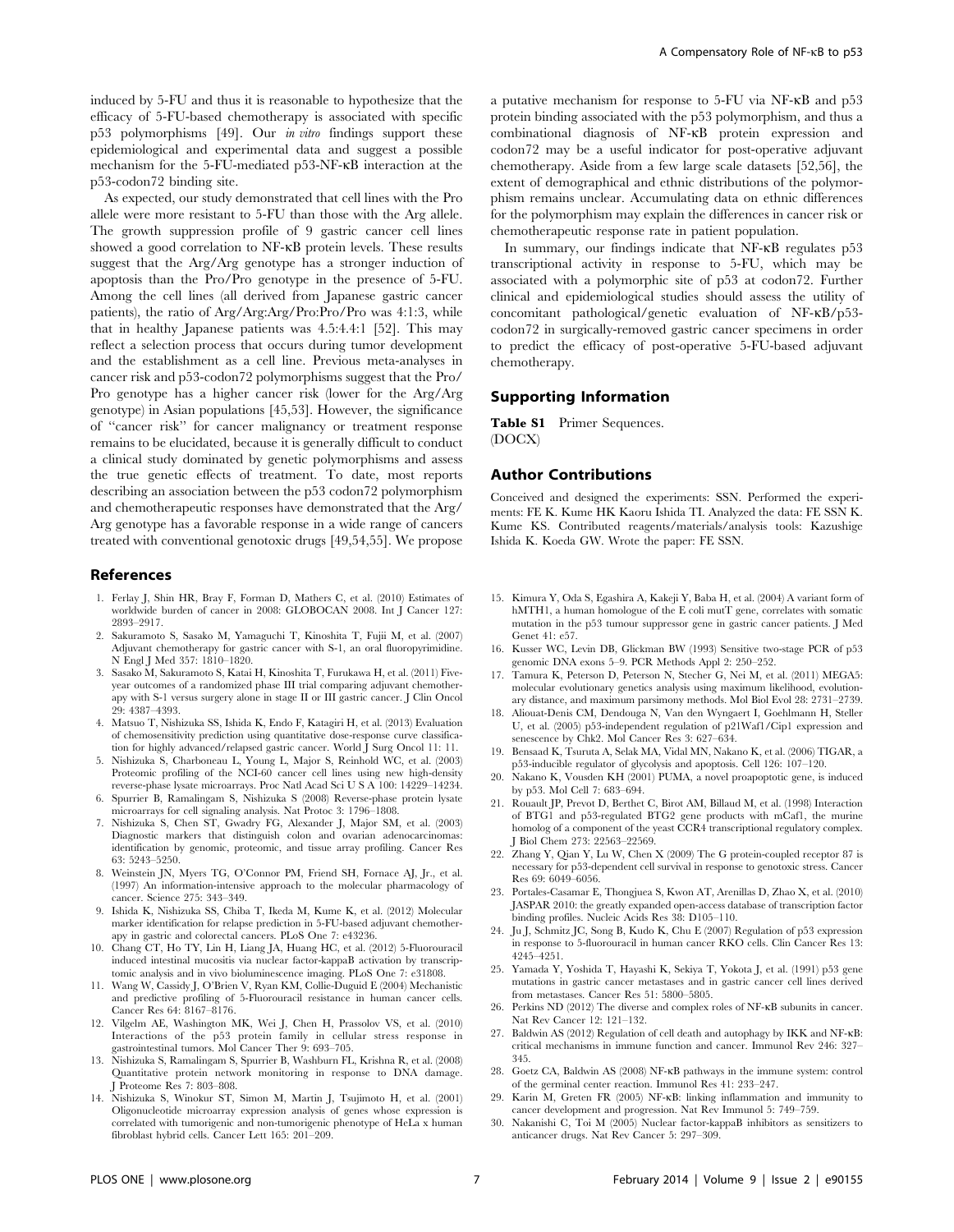induced by 5-FU and thus it is reasonable to hypothesize that the efficacy of 5-FU-based chemotherapy is associated with specific p53 polymorphisms [49]. Our *in vitro* findings support these epidemiological and experimental data and suggest a possible mechanism for the 5-FU-mediated p53-NF-κB interaction at the p53-codon72 binding site.

As expected, our study demonstrated that cell lines with the Pro allele were more resistant to 5-FU than those with the Arg allele. The growth suppression profile of 9 gastric cancer cell lines showed a good correlation to NF-κB protein levels. These results suggest that the Arg/Arg genotype has a stronger induction of apoptosis than the Pro/Pro genotype in the presence of 5-FU. Among the cell lines (all derived from Japanese gastric cancer patients), the ratio of Arg/Arg:Arg/Pro:Pro/Pro was 4:1:3, while that in healthy Japanese patients was 4.5:4.4:1 [52]. This may reflect a selection process that occurs during tumor development and the establishment as a cell line. Previous meta-analyses in cancer risk and p53-codon72 polymorphisms suggest that the Pro/Pro genotype has a higher cancer risk (lower for the Arg/Arg genotype) in Asian populations [45,53]. However, the significance of "cancer risk" for cancer malignancy or treatment response remains to be elucidated, because it is generally difficult to conduct a clinical study dominated by genetic polymorphisms and assess the true genetic effects of treatment. To date, most reports describing an association between the p53 codon72 polymorphism and chemotherapeutic responses have demonstrated that the Arg/Arg genotype has a favorable response in a wide range of cancers treated with conventional genotoxic drugs [49,54,55]. We propose a putative mechanism for response to 5-FU via NF-κB and p53 protein binding associated with the p53 polymorphism, and thus a combinational diagnosis of NF-κB protein expression and codon72 may be a useful indicator for post-operative adjuvant chemotherapy. Aside from a few large scale datasets [52,56], the extent of demographical and ethnic distributions of the polymorphism remains unclear. Accumulating data on ethnic differences for the polymorphism may explain the differences in cancer risk or chemotherapeutic response rate in patient population.

In summary, our findings indicate that NF-κB regulates p53 transcriptional activity in response to 5-FU, which may be associated with a polymorphic site of p53 at codon72. Further clinical and epidemiological studies should assess the utility of concomitant pathological/genetic evaluation of NF-κB/p53-codon72 in surgically-removed gastric cancer specimens in order to predict the efficacy of post-operative 5-FU-based adjuvant chemotherapy.

## Supporting Information

**Table S1** Primer Sequences.
(DOCX)

## Author Contributions

Conceived and designed the experiments: SSN. Performed the experiments: FE K. Kume HK Kaoru Ishida TI. Analyzed the data: FE SSN K. Kume KS. Contributed reagents/materials/analysis tools: Kazushige Ishida K. Koeda GW. Wrote the paper: FE SSN.

## References

1. Ferlay J, Shin HR, Bray F, Forman D, Mathers C, et al. (2010) Estimates of worldwide burden of cancer in 2008: GLOBOCAN 2008. Int J Cancer 127: 2893–2917.
2. Sakuramoto S, Sasako M, Yamaguchi T, Kinoshita T, Fujii M, et al. (2007) Adjuvant chemotherapy for gastric cancer with S-1, an oral fluoropyrimidine. N Engl J Med 357: 1810–1820.
3. Sasako M, Sakuramoto S, Katai H, Kinoshita T, Furukawa H, et al. (2011) Five-year outcomes of a randomized phase III trial comparing adjuvant chemotherapy with S-1 versus surgery alone in stage II or III gastric cancer. J Clin Oncol 29: 4387–4393.
4. Matsuo T, Nishizuka SS, Ishida K, Endo F, Katagiri H, et al. (2013) Evaluation of chemosensitivity prediction using quantitative dose-response curve classification for highly advanced/relapsed gastric cancer. World J Surg Oncol 11: 11.
5. Nishizuka S, Charboneau L, Young L, Major S, Reinhold WC, et al. (2003) Proteomic profiling of the NCI-60 cancer cell lines using new high-density reverse-phase lysate microarrays. Proc Natl Acad Sci U S A 100: 14229–14234.
6. Spurrier B, Ramalingam S, Nishizuka S (2008) Reverse-phase protein lysate microarrays for cell signaling analysis. Nat Protoc 3: 1796–1808.
7. Nishizuka S, Chen ST, Gwadry FG, Alexander J, Major SM, et al. (2003) Diagnostic markers that distinguish colon and ovarian adenocarcinomas: identification by genomic, proteomic, and tissue array profiling. Cancer Res 63: 5243–5250.
8. Weinstein JN, Myers TG, O'Connor PM, Friend SH, Fornace AJ, Jr., et al. (1997) An information-intensive approach to the molecular pharmacology of cancer. Science 275: 343–349.
9. Ishida K, Nishizuka SS, Chiba T, Ikeda M, Kume K, et al. (2012) Molecular marker identification for relapse prediction in 5-FU-based adjuvant chemotherapy in gastric and colorectal cancers. PLoS One 7: e43236.
10. Chang CT, Ho TY, Lin H, Liang JA, Huang HC, et al. (2012) 5-Fluorouracil induced intestinal mucositis via nuclear factor-kappaB activation by transcriptomic analysis and in vivo bioluminescence imaging. PLoS One 7: e31808.
11. Wang W, Cassidy J, O'Brien V, Ryan KM, Collie-Duguid E (2004) Mechanistic and predictive profiling of 5-Fluorouracil resistance in human cancer cells. Cancer Res 64: 8167–8176.
12. Vilgelm AE, Washington MK, Wei J, Chen H, Prassolov VS, et al. (2010) Interactions of the p53 protein family in cellular stress response in gastrointestinal tumors. Mol Cancer Ther 9: 693–705.
13. Nishizuka S, Ramalingam S, Spurrier B, Washburn FL, Krishna R, et al. (2008) Quantitative protein network monitoring in response to DNA damage. J Proteome Res 7: 803–808.
14. Nishizuka S, Winokur ST, Simon M, Martin J, Tsujimoto H, et al. (2001) Oligonucleotide microarray expression analysis of genes whose expression is correlated with tumorigenic and non-tumorigenic phenotype of HeLa x human fibroblast hybrid cells. Cancer Lett 165: 201–209.
15. Kimura Y, Oda S, Egashira A, Kakeji Y, Baba H, et al. (2004) A variant form of hMTH1, a human homologue of the E coli mutT gene, correlates with somatic mutation in the p53 tumour suppressor gene in gastric cancer patients. J Med Genet 41: e57.
16. Kusser WC, Levin DB, Glickman BW (1993) Sensitive two-stage PCR of p53 genomic DNA exons 5–9. PCR Methods Appl 2: 250–252.
17. Tamura K, Peterson D, Peterson N, Stecher G, Nei M, et al. (2011) MEGA5: molecular evolutionary genetics analysis using maximum likelihood, evolutionary distance, and maximum parsimony methods. Mol Biol Evol 28: 2731–2739.
18. Aliouat-Denis CM, Dendouga N, Van den Wyngaert I, Goehlmann H, Steller U, et al. (2005) p53-independent regulation of p21Waf1/Cip1 expression and senescence by Chk2. Mol Cancer Res 3: 627–634.
19. Bensaad K, Tsuruta A, Selak MA, Vidal MN, Nakano K, et al. (2006) TIGAR, a p53-inducible regulator of glycolysis and apoptosis. Cell 126: 107–120.
20. Nakano K, Vousden KH (2001) PUMA, a novel proapoptotic gene, is induced by p53. Mol Cell 7: 683–694.
21. Rouault JP, Prevot D, Berthet C, Birot AM, Billaud M, et al. (1998) Interaction of BTG1 and p53-regulated BTG2 gene products with mCaf1, the murine homolog of a component of the yeast CCR4 transcriptional regulatory complex. J Biol Chem 273: 22563–22569.
22. Zhang Y, Qian Y, Lu W, Chen X (2009) The G protein-coupled receptor 87 is necessary for p53-dependent cell survival in response to genotoxic stress. Cancer Res 69: 6049–6056.
23. Portales-Casamar E, Thongjuea S, Kwon AT, Arenillas D, Zhao X, et al. (2010) JASPAR 2010: the greatly expanded open-access database of transcription factor binding profiles. Nucleic Acids Res 38: D105–110.
24. Ju J, Schmitz JC, Song B, Kudo K, Chu E (2007) Regulation of p53 expression in response to 5-fluorouracil in human cancer RKO cells. Clin Cancer Res 13: 4245–4251.
25. Yamada Y, Yoshida T, Hayashi K, Sekiya T, Yokota J, et al. (1991) p53 gene mutations in gastric cancer metastases and in gastric cancer cell lines derived from metastases. Cancer Res 51: 5800–5805.
26. Perkins ND (2012) The diverse and complex roles of NF-κB subunits in cancer. Nat Rev Cancer 12: 121–132.
27. Baldwin AS (2012) Regulation of cell death and autophagy by IKK and NF-κB: critical mechanisms in immune function and cancer. Immunol Rev 246: 327–345.
28. Goetz CA, Baldwin AS (2008) NF-κB pathways in the immune system: control of the germinal center reaction. Immunol Res 41: 233–247.
29. Karin M, Greten FR (2005) NF-κB: linking inflammation and immunity to cancer development and progression. Nat Rev Immunol 5: 749–759.
30. Nakanishi C, Toi M (2005) Nuclear factor-kappaB inhibitors as sensitizers to anticancer drugs. Nat Rev Cancer 5: 297–309.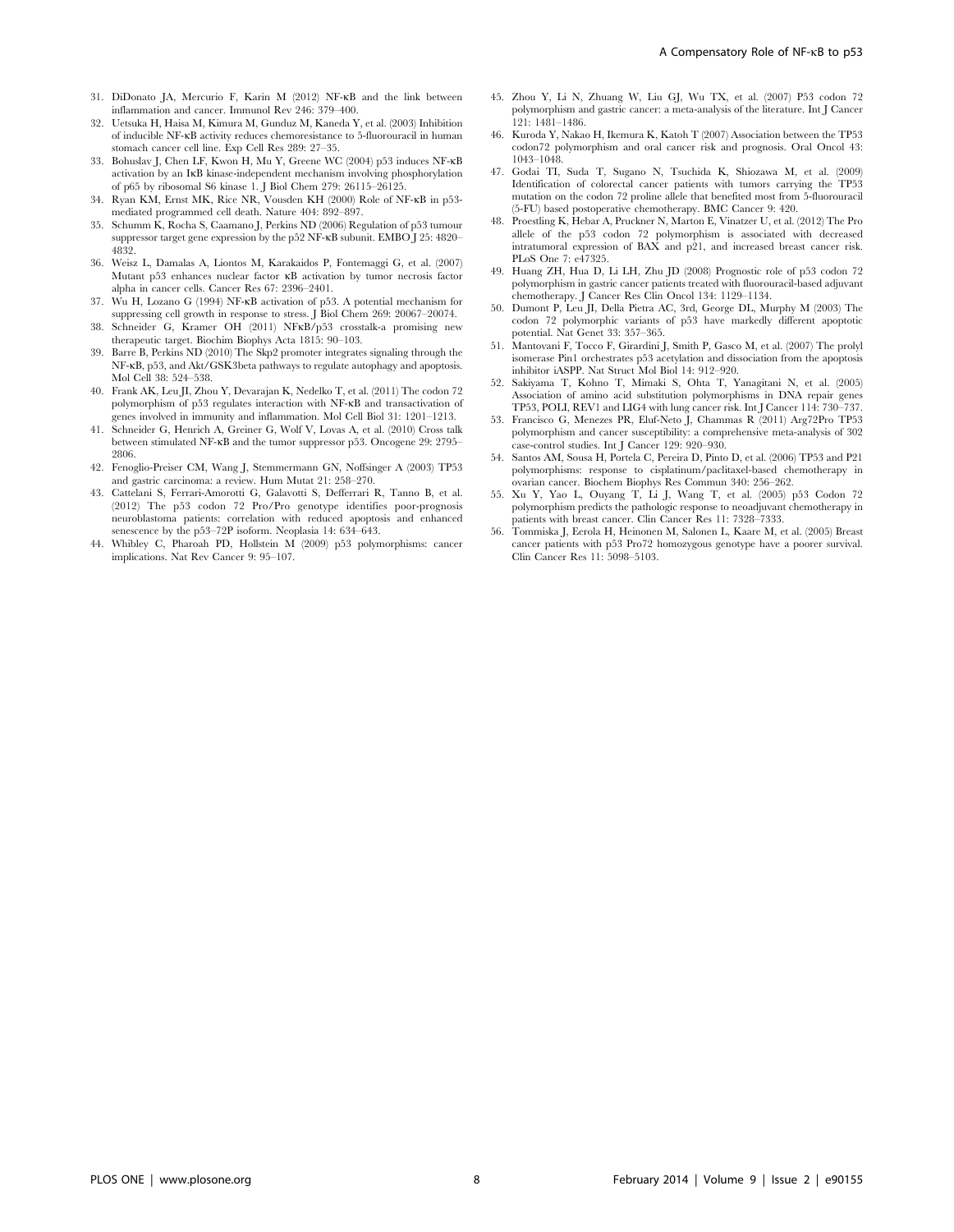31. DiDonato JA, Mercurio F, Karin M (2012) NF-κB and the link between inflammation and cancer. Immunol Rev 246: 379–400.
32. Uetsuka H, Haisa M, Kimura M, Gunduz M, Kaneda Y, et al. (2003) Inhibition of inducible NF-κB activity reduces chemoresistance to 5-fluorouracil in human stomach cancer cell line. Exp Cell Res 289: 27–35.
33. Bohuslav J, Chen LF, Kwon H, Mu Y, Greene WC (2004) p53 induces NF-κB activation by an IκB kinase-independent mechanism involving phosphorylation of p65 by ribosomal S6 kinase 1. J Biol Chem 279: 26115–26125.
34. Ryan KM, Ernst MK, Rice NR, Vousden KH (2000) Role of NF-κB in p53-mediated programmed cell death. Nature 404: 892–897.
35. Schumm K, Rocha S, Caamano J, Perkins ND (2006) Regulation of p53 tumour suppressor target gene expression by the p52 NF-κB subunit. EMBO J 25: 4820–4832.
36. Weisz L, Damalas A, Liontos M, Karakaidos P, Fontemaggi G, et al. (2007) Mutant p53 enhances nuclear factor κB activation by tumor necrosis factor alpha in cancer cells. Cancer Res 67: 2396–2401.
37. Wu H, Lozano G (1994) NF-κB activation of p53. A potential mechanism for suppressing cell growth in response to stress. J Biol Chem 269: 20067–20074.
38. Schneider G, Kramer OH (2011) NFκB/p53 crosstalk-a promising new therapeutic target. Biochim Biophys Acta 1815: 90–103.
39. Barre B, Perkins ND (2010) The Skp2 promoter integrates signaling through the NF-κB, p53, and Akt/GSK3beta pathways to regulate autophagy and apoptosis. Mol Cell 38: 524–538.
40. Frank AK, Leu JI, Zhou Y, Devarajan K, Nedelko T, et al. (2011) The codon 72 polymorphism of p53 regulates interaction with NF-κB and transactivation of genes involved in immunity and inflammation. Mol Cell Biol 31: 1201–1213.
41. Schneider G, Henrich A, Greiner G, Wolf V, Lovas A, et al. (2010) Cross talk between stimulated NF-κB and the tumor suppressor p53. Oncogene 29: 2795–2806.
42. Fenoglio-Preiser CM, Wang J, Stemmermann GN, Noffsinger A (2003) TP53 and gastric carcinoma: a review. Hum Mutat 21: 258–270.
43. Cattelani S, Ferrari-Amorotti G, Galavotti S, Defferrari R, Tanno B, et al. (2012) The p53 codon 72 Pro/Pro genotype identifies poor-prognosis neuroblastoma patients: correlation with reduced apoptosis and enhanced senescence by the p53–72P isoform. Neoplasia 14: 634–643.
44. Whibley C, Pharoah PD, Hollstein M (2009) p53 polymorphisms: cancer implications. Nat Rev Cancer 9: 95–107.
45. Zhou Y, Li N, Zhuang W, Liu GJ, Wu TX, et al. (2007) P53 codon 72 polymorphism and gastric cancer: a meta-analysis of the literature. Int J Cancer 121: 1481–1486.
46. Kuroda Y, Nakao H, Ikemura K, Katoh T (2007) Association between the TP53 codon72 polymorphism and oral cancer risk and prognosis. Oral Oncol 43: 1043–1048.
47. Godai TI, Suda T, Sugano N, Tsuchida K, Shiozawa M, et al. (2009) Identification of colorectal cancer patients with tumors carrying the TP53 mutation on the codon 72 proline allele that benefited most from 5-fluorouracil (5-FU) based postoperative chemotherapy. BMC Cancer 9: 420.
48. Proestling K, Hebar A, Pruckner N, Marton E, Vinatzer U, et al. (2012) The Pro allele of the p53 codon 72 polymorphism is associated with decreased intratumoral expression of BAX and p21, and increased breast cancer risk. PLoS One 7: e47325.
49. Huang ZH, Hua D, Li LH, Zhu JD (2008) Prognostic role of p53 codon 72 polymorphism in gastric cancer patients treated with fluorouracil-based adjuvant chemotherapy. J Cancer Res Clin Oncol 134: 1129–1134.
50. Dumont P, Leu JI, Della Pietra AC, 3rd, George DL, Murphy M (2003) The codon 72 polymorphic variants of p53 have markedly different apoptotic potential. Nat Genet 33: 357–365.
51. Mantovani F, Tocco F, Girardini J, Smith P, Gasco M, et al. (2007) The prolyl isomerase Pin1 orchestrates p53 acetylation and dissociation from the apoptosis inhibitor iASPP. Nat Struct Mol Biol 14: 912–920.
52. Sakiyama T, Kohno T, Mimaki S, Ohta T, Yanagitani N, et al. (2005) Association of amino acid substitution polymorphisms in DNA repair genes TP53, POLI, REV1 and LIG4 with lung cancer risk. Int J Cancer 114: 730–737.
53. Francisco G, Menezes PR, Eluf-Neto J, Chammas R (2011) Arg72Pro TP53 polymorphism and cancer susceptibility: a comprehensive meta-analysis of 302 case-control studies. Int J Cancer 129: 920–930.
54. Santos AM, Sousa H, Portela C, Pereira D, Pinto D, et al. (2006) TP53 and P21 polymorphisms: response to cisplatinum/paclitaxel-based chemotherapy in ovarian cancer. Biochem Biophys Res Commun 340: 256–262.
55. Xu Y, Yao L, Ouyang T, Li J, Wang T, et al. (2005) p53 Codon 72 polymorphism predicts the pathologic response to neoadjuvant chemotherapy in patients with breast cancer. Clin Cancer Res 11: 7328–7333.
56. Tommiska J, Eerola H, Heinonen M, Salonen L, Kaare M, et al. (2005) Breast cancer patients with p53 Pro72 homozygous genotype have a poorer survival. Clin Cancer Res 11: 5098–5103.